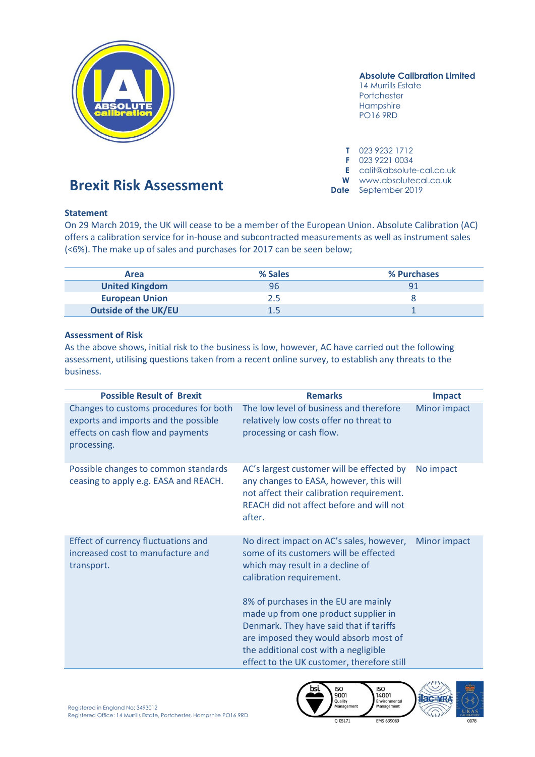**Absolute Calibration Limited**
14 Murrills Estate
Portchester
Hampshire
PO16 9RD

**T** 023 9232 1712
**F** 023 9221 0034
**E** calit@absolute-cal.co.uk
**W** www.absolutecal.co.uk
**Date** September 2019

# Brexit Risk Assessment

### Statement

On 29 March 2019, the UK will cease to be a member of the European Union. Absolute Calibration (AC) offers a calibration service for in-house and subcontracted measurements as well as instrument sales (<6%). The make up of sales and purchases for 2017 can be seen below;

| Area | % Sales | % Purchases |
|---|---|---|
| **United Kingdom** | 96 | 91 |
| **European Union** | 2.5 | 8 |
| **Outside of the UK/EU** | 1.5 | 1 |

### Assessment of Risk

As the above shows, initial risk to the business is low, however, AC have carried out the following assessment, utilising questions taken from a recent online survey, to establish any threats to the business.

| Possible Result of Brexit | Remarks | Impact |
|---|---|---|
| Changes to customs procedures for both exports and imports and the possible effects on cash flow and payments processing. | The low level of business and therefore relatively low costs offer no threat to processing or cash flow. | Minor impact |
| Possible changes to common standards ceasing to apply e.g. EASA and REACH. | AC's largest customer will be effected by any changes to EASA, however, this will not affect their calibration requirement. REACH did not affect before and will not after. | No impact |
| Effect of currency fluctuations and increased cost to manufacture and transport. | No direct impact on AC's sales, however, some of its customers will be effected which may result in a decline of calibration requirement.<br><br>8% of purchases in the EU are mainly made up from one product supplier in Denmark. They have said that if tariffs are imposed they would absorb most of the additional cost with a negligible effect to the UK customer, therefore still | Minor impact |

Registered in England No: 3493012
Registered Office: 14 Murrills Estate, Portchester, Hampshire PO16 9RD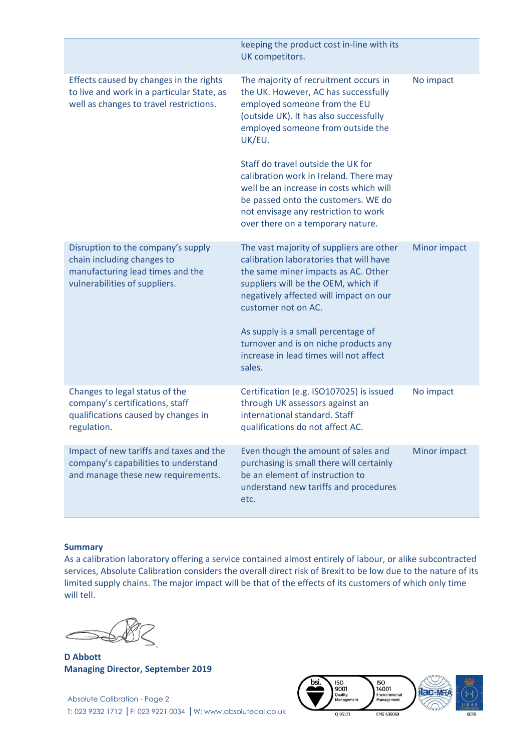| | | |
|---|---|---|
| | keeping the product cost in-line with its UK competitors. | |
| Effects caused by changes in the rights to live and work in a particular State, as well as changes to travel restrictions. | The majority of recruitment occurs in the UK. However, AC has successfully employed someone from the EU (outside UK). It has also successfully employed someone from outside the UK/EU.<br><br>Staff do travel outside the UK for calibration work in Ireland. There may well be an increase in costs which will be passed onto the customers. WE do not envisage any restriction to work over there on a temporary nature. | No impact |
| Disruption to the company's supply chain including changes to manufacturing lead times and the vulnerabilities of suppliers. | The vast majority of suppliers are other calibration laboratories that will have the same miner impacts as AC. Other suppliers will be the OEM, which if negatively affected will impact on our customer not on AC.<br><br>As supply is a small percentage of turnover and is on niche products any increase in lead times will not affect sales. | Minor impact |
| Changes to legal status of the company's certifications, staff qualifications caused by changes in regulation. | Certification (e.g. ISO107025) is issued through UK assessors against an international standard. Staff qualifications do not affect AC. | No impact |
| Impact of new tariffs and taxes and the company's capabilities to understand and manage these new requirements. | Even though the amount of sales and purchasing is small there will certainly be an element of instruction to understand new tariffs and procedures etc. | Minor impact |

**Summary**

As a calibration laboratory offering a service contained almost entirely of labour, or alike subcontracted services, Absolute Calibration considers the overall direct risk of Brexit to be low due to the nature of its limited supply chains. The major impact will be that of the effects of its customers of which only time will tell.

**D Abbott**
**Managing Director, September 2019**

Absolute Calibration - Page 2
T: 023 9232 1712 | F: 023 9221 0034 | W: www.absolutecal.co.uk